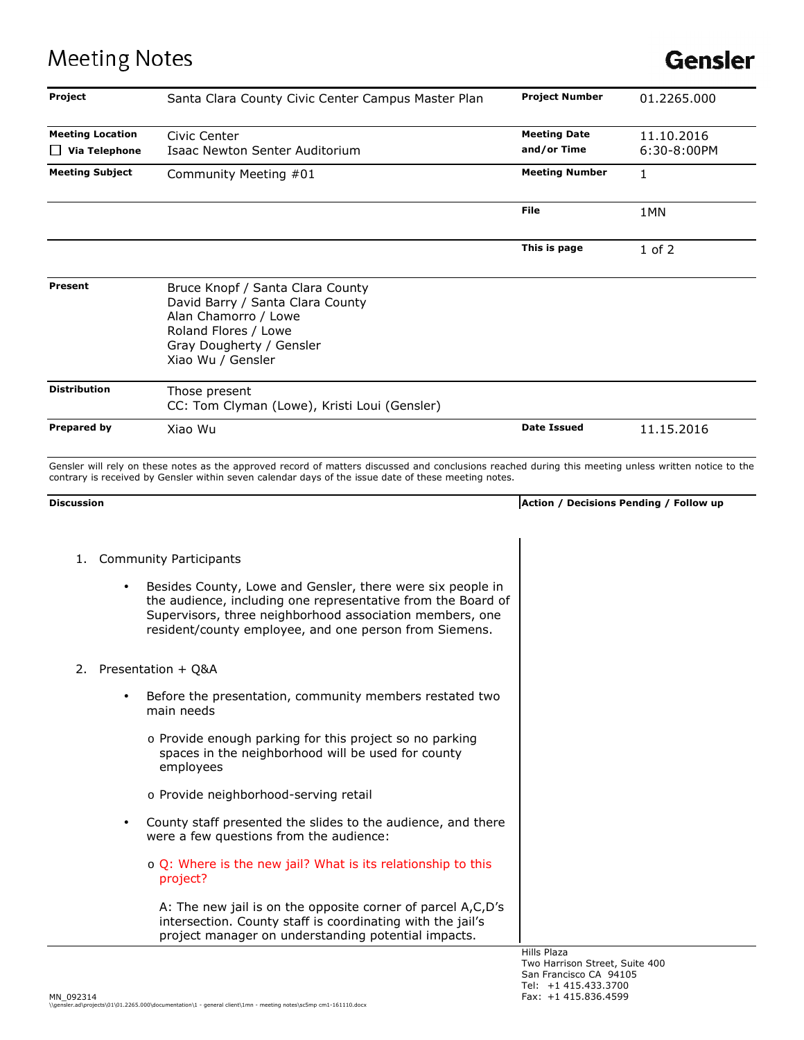# Meeting Notes

**Gensler**

| | | | |
|---|---|---|---|
| **Project** | Santa Clara County Civic Center Campus Master Plan | **Project Number** | 01.2265.000 |
| **Meeting Location** ☐ **Via Telephone** | Civic Center Isaac Newton Senter Auditorium | **Meeting Date and/or Time** | 11.10.2016 6:30-8:00PM |
| **Meeting Subject** | Community Meeting #01 | **Meeting Number** | 1 |
| | | **File** | 1MN |
| | | **This is page** | 1 of 2 |
| **Present** | Bruce Knopf / Santa Clara County<br>David Barry / Santa Clara County<br>Alan Chamorro / Lowe<br>Roland Flores / Lowe<br>Gray Dougherty / Gensler<br>Xiao Wu / Gensler | | |
| **Distribution** | Those present<br>CC: Tom Clyman (Lowe), Kristi Loui (Gensler) | | |
| **Prepared by** | Xiao Wu | **Date Issued** | 11.15.2016 |

Gensler will rely on these notes as the approved record of matters discussed and conclusions reached during this meeting unless written notice to the contrary is received by Gensler within seven calendar days of the issue date of these meeting notes.

| **Discussion** | **Action / Decisions Pending / Follow up** |
|---|---|

1. Community Participants

   - Besides County, Lowe and Gensler, there were six people in the audience, including one representative from the Board of Supervisors, three neighborhood association members, one resident/county employee, and one person from Siemens.

2. Presentation + Q&A

   - Before the presentation, community members restated two main needs
     - Provide enough parking for this project so no parking spaces in the neighborhood will be used for county employees
     - Provide neighborhood-serving retail
   - County staff presented the slides to the audience, and there were a few questions from the audience:
     - Q: Where is the new jail? What is its relationship to this project?

       A: The new jail is on the opposite corner of parcel A,C,D's intersection. County staff is coordinating with the jail's project manager on understanding potential impacts.

Hills Plaza
Two Harrison Street, Suite 400
San Francisco CA 94105
Tel: +1 415.433.3700
Fax: +1 415.836.4599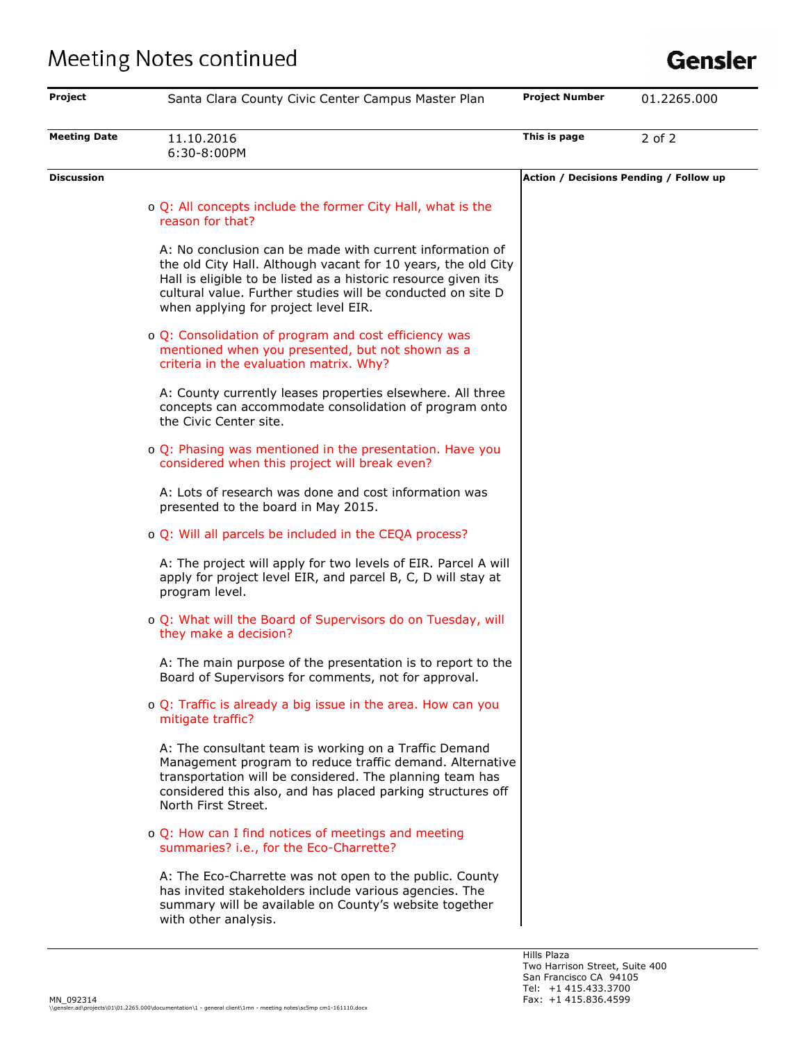# Meeting Notes continued

| | | | |
|---|---|---|---|
| **Project** | Santa Clara County Civic Center Campus Master Plan | **Project Number** | 01.2265.000 |
| **Meeting Date** | 11.10.2016<br>6:30-8:00PM | **This is page** | 2 of 2 |

**Discussion** | **Action / Decisions Pending / Follow up**

- Q: All concepts include the former City Hall, what is the reason for that?

  A: No conclusion can be made with current information of the old City Hall. Although vacant for 10 years, the old City Hall is eligible to be listed as a historic resource given its cultural value. Further studies will be conducted on site D when applying for project level EIR.

- Q: Consolidation of program and cost efficiency was mentioned when you presented, but not shown as a criteria in the evaluation matrix. Why?

  A: County currently leases properties elsewhere. All three concepts can accommodate consolidation of program onto the Civic Center site.

- Q: Phasing was mentioned in the presentation. Have you considered when this project will break even?

  A: Lots of research was done and cost information was presented to the board in May 2015.

- Q: Will all parcels be included in the CEQA process?

  A: The project will apply for two levels of EIR. Parcel A will apply for project level EIR, and parcel B, C, D will stay at program level.

- Q: What will the Board of Supervisors do on Tuesday, will they make a decision?

  A: The main purpose of the presentation is to report to the Board of Supervisors for comments, not for approval.

- Q: Traffic is already a big issue in the area. How can you mitigate traffic?

  A: The consultant team is working on a Traffic Demand Management program to reduce traffic demand. Alternative transportation will be considered. The planning team has considered this also, and has placed parking structures off North First Street.

- Q: How can I find notices of meetings and meeting summaries? i.e., for the Eco-Charrette?

  A: The Eco-Charrette was not open to the public. County has invited stakeholders include various agencies. The summary will be available on County's website together with other analysis.